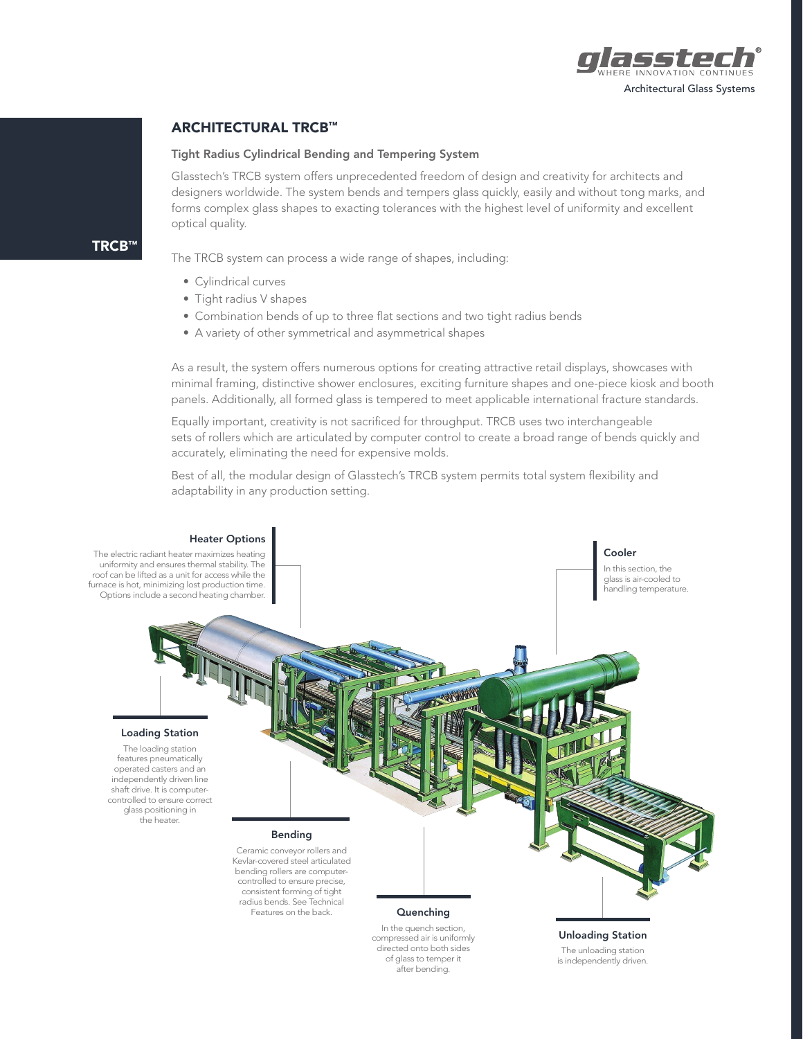glasstech®
WHERE INNOVATION CONTINUES

Architectural Glass Systems

TRCB™

## ARCHITECTURAL TRCB™

### Tight Radius Cylindrical Bending and Tempering System

Glasstech's TRCB system offers unprecedented freedom of design and creativity for architects and designers worldwide. The system bends and tempers glass quickly, easily and without tong marks, and forms complex glass shapes to exacting tolerances with the highest level of uniformity and excellent optical quality.

The TRCB system can process a wide range of shapes, including:

- Cylindrical curves
- Tight radius V shapes
- Combination bends of up to three flat sections and two tight radius bends
- A variety of other symmetrical and asymmetrical shapes

As a result, the system offers numerous options for creating attractive retail displays, showcases with minimal framing, distinctive shower enclosures, exciting furniture shapes and one-piece kiosk and booth panels. Additionally, all formed glass is tempered to meet applicable international fracture standards.

Equally important, creativity is not sacrificed for throughput. TRCB uses two interchangeable sets of rollers which are articulated by computer control to create a broad range of bends quickly and accurately, eliminating the need for expensive molds.

Best of all, the modular design of Glasstech's TRCB system permits total system flexibility and adaptability in any production setting.

**Heater Options**

The electric radiant heater maximizes heating uniformity and ensures thermal stability. The roof can be lifted as a unit for access while the furnace is hot, minimizing lost production time. Options include a second heating chamber.

**Cooler**

In this section, the glass is air-cooled to handling temperature.

**Loading Station**

The loading station features pneumatically operated casters and an independently driven line shaft drive. It is computer-controlled to ensure correct glass positioning in the heater.

**Bending**

Ceramic conveyor rollers and Kevlar-covered steel articulated bending rollers are computer-controlled to ensure precise, consistent forming of tight radius bends. See Technical Features on the back.

**Quenching**

In the quench section, compressed air is uniformly directed onto both sides of glass to temper it after bending.

**Unloading Station**

The unloading station is independently driven.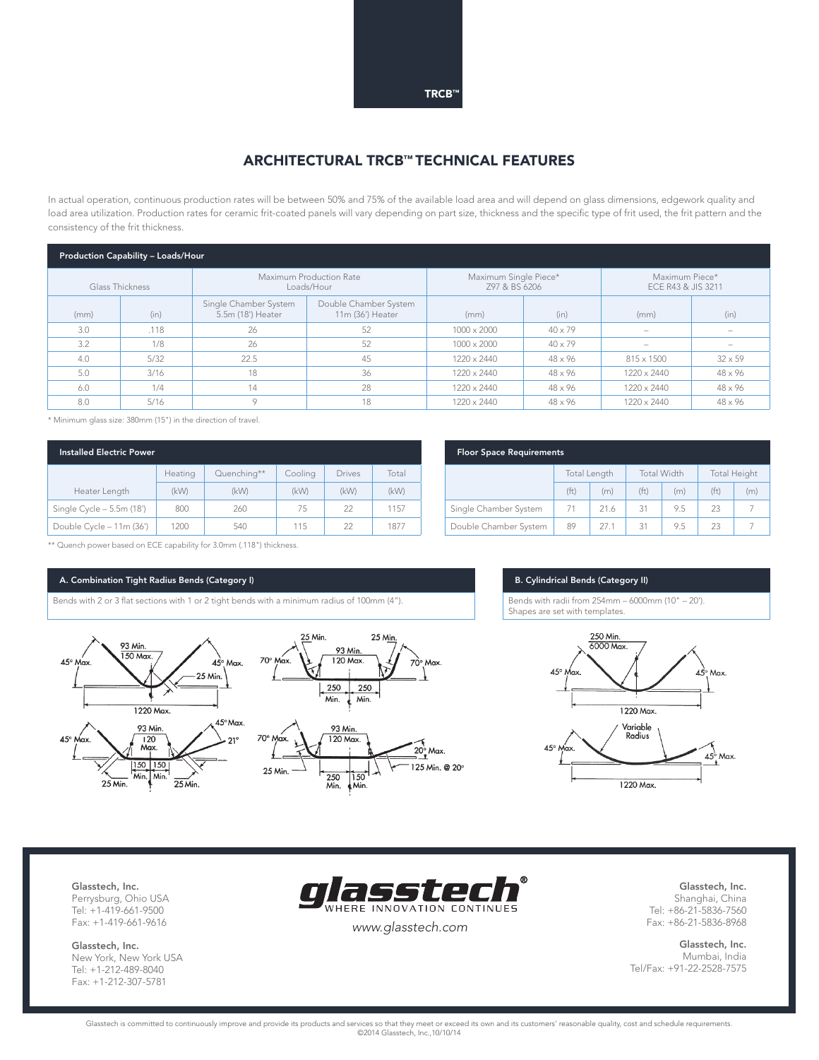# ARCHITECTURAL TRCB™ TECHNICAL FEATURES

In actual operation, continuous production rates will be between 50% and 75% of the available load area and will depend on glass dimensions, edgework quality and load area utilization. Production rates for ceramic frit-coated panels will vary depending on part size, thickness and the specific type of frit used, the frit pattern and the consistency of the frit thickness.

**Production Capability – Loads/Hour**

| Glass Thickness | | Maximum Production Rate Loads/Hour | | Maximum Single Piece* Z97 & BS 6206 | | Maximum Piece* ECE R43 & JIS 3211 | |
|---|---|---|---|---|---|---|---|
| (mm) | (in) | Single Chamber System 5.5m (18') Heater | Double Chamber System 11m (36') Heater | (mm) | (in) | (mm) | (in) |
| 3.0 | .118 | 26 | 52 | 1000 x 2000 | 40 x 79 | – | – |
| 3.2 | 1/8 | 26 | 52 | 1000 x 2000 | 40 x 79 | – | – |
| 4.0 | 5/32 | 22.5 | 45 | 1220 x 2440 | 48 x 96 | 815 x 1500 | 32 x 59 |
| 5.0 | 3/16 | 18 | 36 | 1220 x 2440 | 48 x 96 | 1220 x 2440 | 48 x 96 |
| 6.0 | 1/4 | 14 | 28 | 1220 x 2440 | 48 x 96 | 1220 x 2440 | 48 x 96 |
| 8.0 | 5/16 | 9 | 18 | 1220 x 2440 | 48 x 96 | 1220 x 2440 | 48 x 96 |

* Minimum glass size: 380mm (15") in the direction of travel.

**Installed Electric Power**

| Heater Length | Heating (kW) | Quenching** (kW) | Cooling (kW) | Drives (kW) | Total (kW) |
|---|---|---|---|---|---|
| Single Cycle – 5.5m (18') | 800 | 260 | 75 | 22 | 1157 |
| Double Cycle – 11m (36') | 1200 | 540 | 115 | 22 | 1877 |

** Quench power based on ECE capability for 3.0mm (.118") thickness.

**Floor Space Requirements**

| | Total Length | | Total Width | | Total Height | |
|---|---|---|---|---|---|---|
| | (ft) | (m) | (ft) | (m) | (ft) | (m) |
| Single Chamber System | 71 | 21.6 | 31 | 9.5 | 23 | 7 |
| Double Chamber System | 89 | 27.1 | 31 | 9.5 | 23 | 7 |

**A. Combination Tight Radius Bends (Category I)**

Bends with 2 or 3 flat sections with 1 or 2 tight bends with a minimum radius of 100mm (4").

45° Max. 93 Min. 150 Max. 45° Max. 25 Min. 1220 Max.

25 Min. 25 Min. 70° Max. 93 Min. 120 Max. 70° Max. 250 Min. 250 Min.

45° Max. 93 Min. 120 Max. 45° Max. 21° 150 Min. 150 Min. 25 Min. 25 Min.

70° Max. 93 Min. 120 Max. 20° Max. 125 Min. @ 20° 25 Min. 250 Min. 150 Min.

**B. Cylindrical Bends (Category II)**

Bends with radii from 254mm – 6000mm (10" – 20'). Shapes are set with templates.

250 Min. 6000 Max. 45° Max. 45° Max. 1220 Max.

Variable Radius 45° Max. 45° Max. 1220 Max.

**Glasstech, Inc.**
Perrysburg, Ohio USA
Tel: +1-419-661-9500
Fax: +1-419-661-9616

**Glasstech, Inc.**
New York, New York USA
Tel: +1-212-489-8040
Fax: +1-212-307-5781

glasstech® WHERE INNOVATION CONTINUES
www.glasstech.com

**Glasstech, Inc.**
Shanghai, China
Tel: +86-21-5836-7560
Fax: +86-21-5836-8968

**Glasstech, Inc.**
Mumbai, India
Tel/Fax: +91-22-2528-7575

Glasstech is committed to continuously improve and provide its products and services so that they meet or exceed its own and its customers' reasonable quality, cost and schedule requirements.
©2014 Glasstech, Inc.,10/10/14